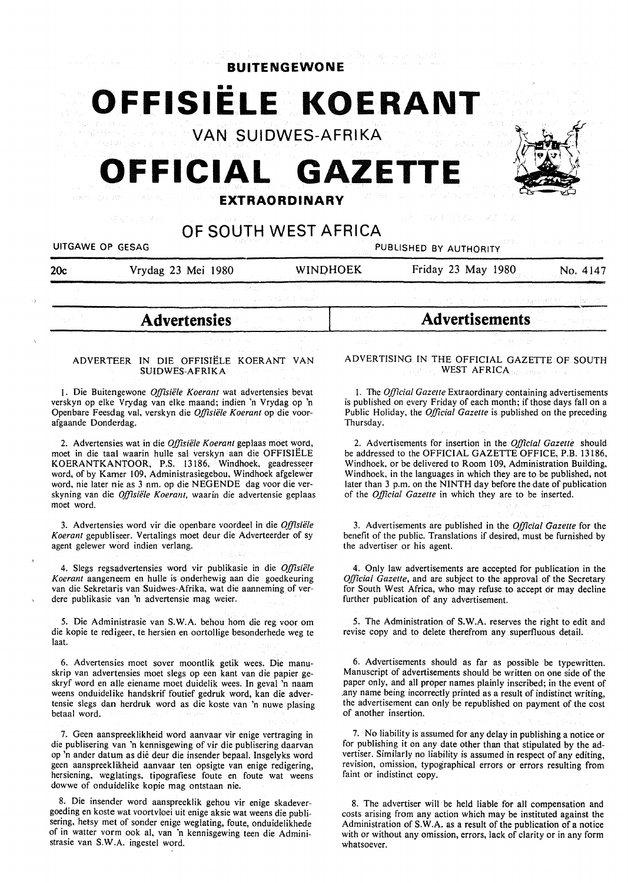# BUITENGEWONE

# OFFISIËLE KOERANT

## VAN SUIDWES-AFRIKA

# OFFICIAL GAZETTE

## EXTRAORDINARY

## OF SOUTH WEST AFRICA

UITGAWE OP GESAG — PUBLISHED BY AUTHORITY

20c — Vrydag 23 Mei 1980 — WINDHOEK — Friday 23 May 1980 — No. 4147

## Advertensies

### ADVERTEER IN DIE OFFISIËLE KOERANT VAN SUIDWES-AFRIKA

1. Die Buitengewone *Offisiële Koerant* wat advertensies bevat verskyn op elke Vrydag van elke maand; indien 'n Vrydag op 'n Openbare Feesdag val, verskyn die *Offisiële Koerant* op die voorafgaande Donderdag.

2. Advertensies wat in die *Offisiële Koerant* geplaas moet word, moet in die taal waarin hulle sal verskyn aan die OFFISIËLE KOERANTKANTOOR, P.S. 13186, Windhoek, geadresseer word, of by Kamer 109, Administrasiegebou, Windhoek afgelewer word, nie later nie as 3 nm. op die NEGENDE dag voor die verskyning van die *Offisiële Koerant*, waarin die advertensie geplaas moet word.

3. Advertensies word vir die openbare voordeel in die *Offisiële Koerant* gepubliseer. Vertalings moet deur die Adverteerder of sy agent gelewer word indien verlang.

4. Slegs regsadvertensies word vir publikasie in die *Offisiële Koerant* aangeneem en hulle is onderhewig aan die goedkeuring van die Sekretaris van Suidwes-Afrika, wat die aanneming of verdere publikasie van 'n advertensie mag weier.

5. Die Administrasie van S.W.A. behou hom die reg voor om die kopie te redigeer, te hersien en oortollige besonderhede weg te laat.

6. Advertensies moet sover moontlik getik wees. Die manuskrip van advertensies moet slegs op een kant van die papier geskryf word en alle eiename moet duidelik wees. In geval 'n naam weens onduidelike handskrif foutief gedruk word, kan die advertensie slegs dan herdruk word as die koste van 'n nuwe plasing betaal word.

7. Geen aanspreeklikheid word aanvaar vir enige vertraging in die publisering van 'n kennisgewing of vir die publisering daarvan op 'n ander datum as dié deur die insender bepaal. Insgelyks word geen aanspreeklikheid aanvaar ten opsigte van enige redigering, hersiening, weglatings, tipografiese foute en foute wat weens dowwe of onduidelike kopie mag ontstaan nie.

8. Die insender word aanspreeklik gehou vir enige skadevergoeding en koste wat voortvloei uit enige aksie wat weens die publisering, hetsy met of sonder enige weglating, foute, onduidelikhede of in watter vorm ook al, van 'n kennisgewing teen die Administrasie van S.W.A. ingestel word.

## Advertisements

### ADVERTISING IN THE OFFICIAL GAZETTE OF SOUTH WEST AFRICA

1. The *Official Gazette* Extraordinary containing advertisements is published on every Friday of each month; if those days fall on a Public Holiday, the *Official Gazette* is published on the preceding Thursday.

2. Advertisements for insertion in the *Official Gazette* should be addressed to the OFFICIAL GAZETTE OFFICE, P.B. 13186, Windhoek, or be delivered to Room 109, Administration Building, Windhoek, in the languages in which they are to be published, not later than 3 p.m. on the NINTH day before the date of publication of the *Official Gazette* in which they are to be inserted.

3. Advertisements are published in the *Official Gazette* for the benefit of the public. Translations if desired, must be furnished by the advertiser or his agent.

4. Only law advertisements are accepted for publication in the *Official Gazette*, and are subject to the approval of the Secretary for South West Africa, who may refuse to accept or may decline further publication of any advertisement.

5. The Administration of S.W.A. reserves the right to edit and revise copy and to delete therefrom any superfluous detail.

6. Advertisements should as far as possible be typewritten. Manuscript of advertisements should be written on one side of the paper only, and all proper names plainly inscribed; in the event of any name being incorrectly printed as a result of indistinct writing, the advertisement can only be republished on payment of the cost of another insertion.

7. No liability is assumed for any delay in publishing a notice or for publishing it on any date other than that stipulated by the advertiser. Similarly no liability is assumed in respect of any editing, revision, omission, typographical errors or errors resulting from faint or indistinct copy.

8. The advertiser will be held liable for all compensation and costs arising from any action which may be instituted against the Administration of S.W.A. as a result of the publication of a notice with or without any omission, errors, lack of clarity or in any form whatsoever.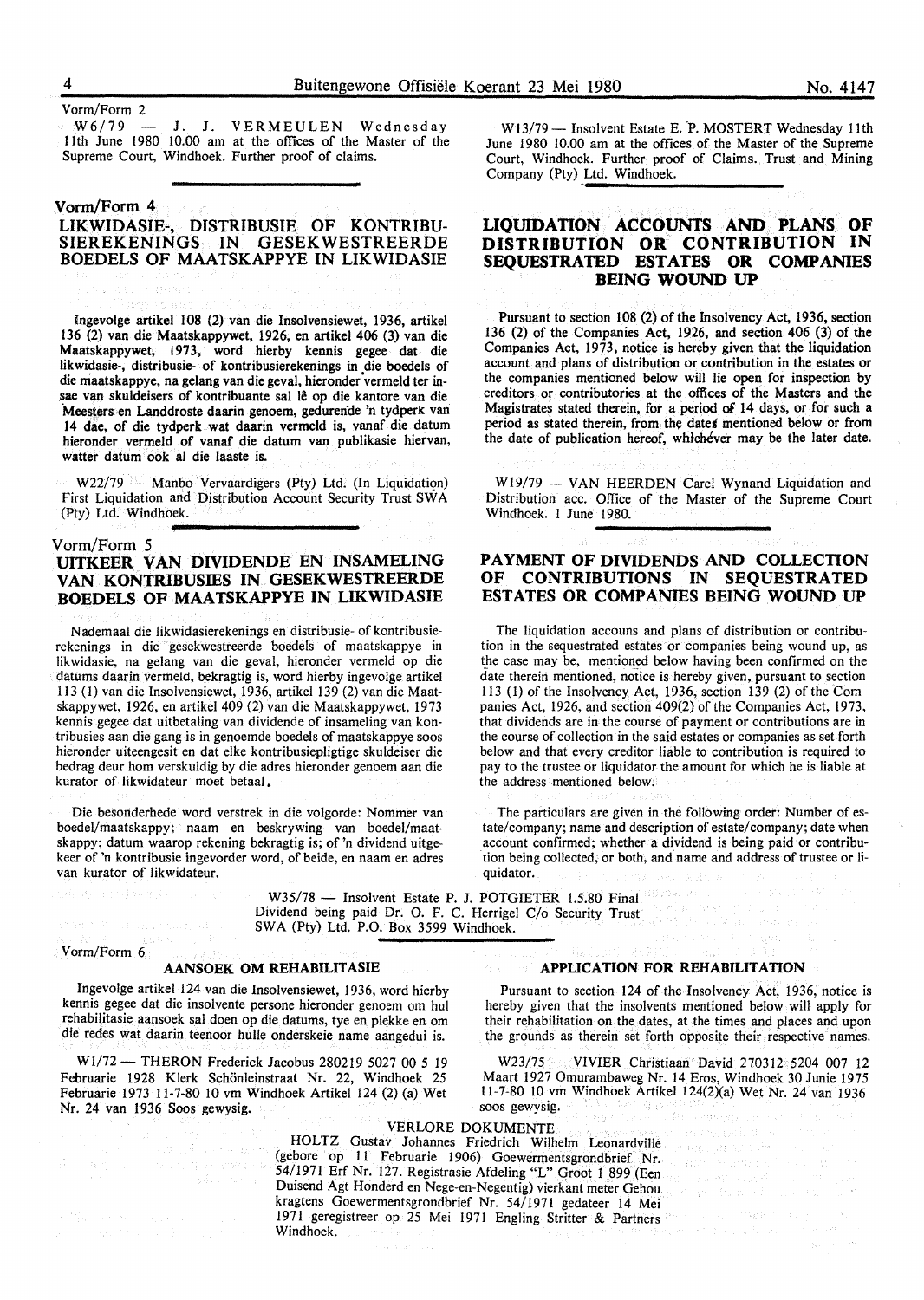Vorm/Form 2

W6/79 — J. J. VERMEULEN Wednesday 11th June 1980 10.00 am at the offices of the Master of the Supreme Court, Windhoek. Further proof of claims.

W13/79 — Insolvent Estate E. P. MOSTERT Wednesday 11th June 1980 10.00 am at the offices of the Master of the Supreme Court, Windhoek. Further proof of Claims. Trust and Mining Company (Pty) Ltd. Windhoek.

Vorm/Form 4

## LIKWIDASIE-, DISTRIBUSIE OF KONTRIBUSIEREKENINGS IN GESEKWESTREERDE BOEDELS OF MAATSKAPPYE IN LIKWIDASIE

Ingevolge artikel 108 (2) van die Insolvensiewet, 1936, artikel 136 (2) van die Maatskappywet, 1926, en artikel 406 (3) van die Maatskappywet, 1973, word hierby kennis gegee dat die likwidasie-, distribusie- of kontribusierekenings in die boedels of die maatskappye, na gelang van die geval, hieronder vermeld ter insae van skuldeisers of kontribuante sal lê op die kantore van die Meesters en Landdroste daarin genoem, gedurende 'n tydperk van 14 dae, of die tydperk wat daarin vermeld is, vanaf die datum hieronder vermeld of vanaf die datum van publikasie hiervan, watter datum ook al die laaste is.

W22/79 — Manbo Vervaardigers (Pty) Ltd. (In Liquidation) First Liquidation and Distribution Account Security Trust SWA (Pty) Ltd. Windhoek.

## LIQUIDATION ACCOUNTS AND PLANS OF DISTRIBUTION OR CONTRIBUTION IN SEQUESTRATED ESTATES OR COMPANIES BEING WOUND UP

Pursuant to section 108 (2) of the Insolvency Act, 1936, section 136 (2) of the Companies Act, 1926, and section 406 (3) of the Companies Act, 1973, notice is hereby given that the liquidation account and plans of distribution or contribution in the estates or the companies mentioned below will lie open for inspection by creditors or contributories at the offices of the Masters and the Magistrates stated therein, for a period of 14 days, or for such a period as stated therein, from the dates mentioned below or from the date of publication hereof, whichever may be the later date.

W19/79 — VAN HEERDEN Carel Wynand Liquidation and Distribution acc. Office of the Master of the Supreme Court Windhoek. 1 June 1980.

Vorm/Form 5

## UITKEER VAN DIVIDENDE EN INSAMELING VAN KONTRIBUSIES IN GESEKWESTREERDE BOEDELS OF MAATSKAPPYE IN LIKWIDASIE

Nademaal die likwidasierekenings en distribusie- of kontribusierekenings in die gesekwestreerde boedels of maatskappye in likwidasie, na gelang van die geval, hieronder vermeld op die datums daarin vermeld, bekragtig is, word hierby ingevolge artikel 113 (1) van die Insolvensiewet, 1936, artikel 139 (2) van die Maatskappywet, 1926, en artikel 409 (2) van die Maatskappywet, 1973 kennis gegee dat uitbetaling van dividende of insameling van kontribusies aan die gang is in genoemde boedels of maatskappye soos hieronder uiteengesit en dat elke kontribusiepligtige skuldeiser die bedrag deur hom verskuldig by die adres hieronder genoem aan die kurator of likwidateur moet betaal.

Die besonderhede word verstrek in die volgorde: Nommer van boedel/maatskappy; naam en beskrywing van boedel/maatskappy; datum waarop rekening bekragtig is; of 'n dividend uitgekeer of 'n kontribusie ingevorder word, of beide, en naam en adres van kurator of likwidateur.

## PAYMENT OF DIVIDENDS AND COLLECTION OF CONTRIBUTIONS IN SEQUESTRATED ESTATES OR COMPANIES BEING WOUND UP

The liquidation accouns and plans of distribution or contribution in the sequestrated estates or companies being wound up, as the case may be, mentioned below having been confirmed on the date therein mentioned, notice is hereby given, pursuant to section 113 (1) of the Insolvency Act, 1936, section 139 (2) of the Companies Act, 1926, and section 409(2) of the Companies Act, 1973, that dividends are in the course of payment or contributions are in the course of collection in the said estates or companies as set forth below and that every creditor liable to contribution is required to pay to the trustee or liquidator the amount for which he is liable at the address mentioned below.

The particulars are given in the following order: Number of estate/company; name and description of estate/company; date when account confirmed; whether a dividend is being paid or contribution being collected, or both, and name and address of trustee or liquidator.

W35/78 — Insolvent Estate P. J. POTGIETER 1.5.80 Final Dividend being paid Dr. O. F. C. Herrigel C/o Security Trust SWA (Pty) Ltd. P.O. Box 3599 Windhoek.

Vorm/Form 6

### AANSOEK OM REHABILITASIE

Ingevolge artikel 124 van die Insolvensiewet, 1936, word hierby kennis gegee dat die insolvente persone hieronder genoem om hul rehabilitasie aansoek sal doen op die datums, tye en plekke en om die redes wat daarin teenoor hulle onderskeie name aangedui is.

W1/72 — THERON Frederick Jacobus 280219 5027 00 5 19 Februarie 1928 Klerk Schönleinstraat Nr. 22, Windhoek 25 Februarie 1973 11-7-80 10 vm Windhoek Artikel 124 (2) (a) Wet Nr. 24 van 1936 Soos gewysig.

### APPLICATION FOR REHABILITATION

Pursuant to section 124 of the Insolvency Act, 1936, notice is hereby given that the insolvents mentioned below will apply for their rehabilitation on the dates, at the times and places and upon the grounds as therein set forth opposite their respective names.

W23/75 — VIVIER Christiaan David 270312 5204 007 12 Maart 1927 Omurambaweg Nr. 14 Eros, Windhoek 30 Junie 1975 11-7-80 10 vm Windhoek Artikel 124(2)(a) Wet Nr. 24 van 1936 soos gewysig.

### VERLORE DOKUMENTE

HOLTZ Gustav Johannes Friedrich Wilhelm Leonardville (gebore op 11 Februarie 1906) Goewermentsgrondbrief Nr. 54/1971 Erf Nr. 127. Registrasie Afdeling "L" Groot 1 899 (Een Duisend Agt Honderd en Nege-en-Negentig) vierkant meter Gehou kragtens Goewermentsgrondbrief Nr. 54/1971 gedateer 14 Mei 1971 geregistreer op 25 Mei 1971 Engling Stritter & Partners Windhoek.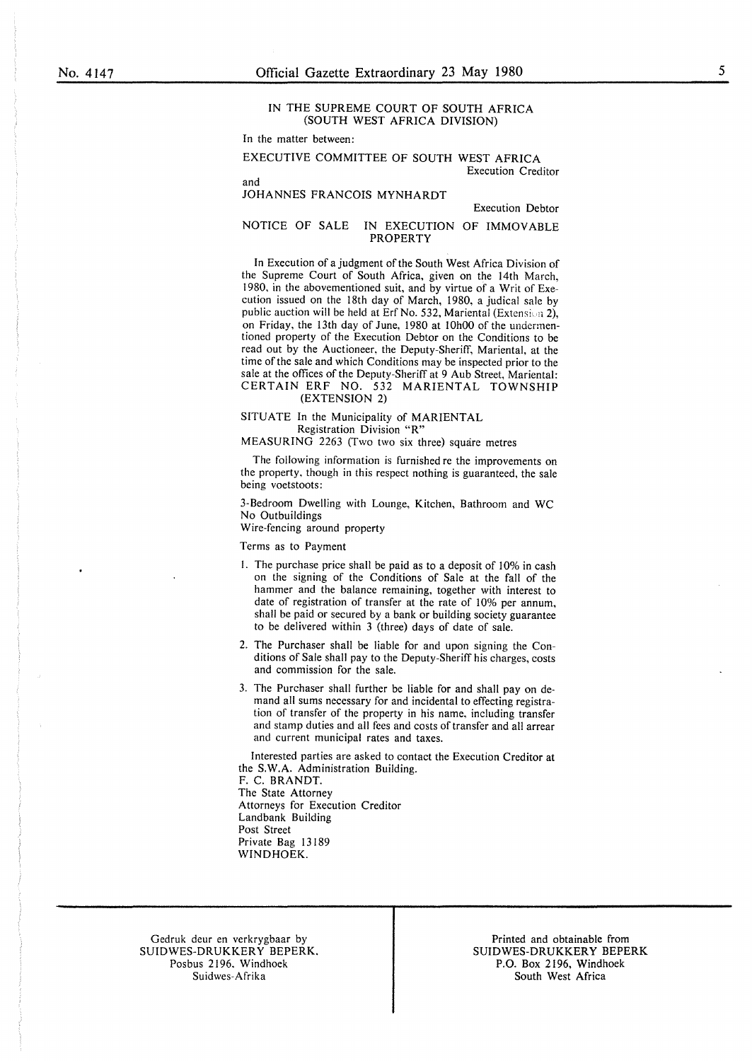IN THE SUPREME COURT OF SOUTH AFRICA
(SOUTH WEST AFRICA DIVISION)

In the matter between:

EXECUTIVE COMMITTEE OF SOUTH WEST AFRICA
Execution Creditor

and

JOHANNES FRANCOIS MYNHARDT
Execution Debtor

## NOTICE OF SALE IN EXECUTION OF IMMOVABLE PROPERTY

In Execution of a judgment of the South West Africa Division of the Supreme Court of South Africa, given on the 14th March, 1980, in the abovementioned suit, and by virtue of a Writ of Execution issued on the 18th day of March, 1980, a judical sale by public auction will be held at Erf No. 532, Mariental (Extension 2), on Friday, the 13th day of June, 1980 at 10h00 of the undermentioned property of the Execution Debtor on the Conditions to be read out by the Auctioneer, the Deputy-Sheriff, Mariental, at the time of the sale and which Conditions may be inspected prior to the sale at the offices of the Deputy-Sheriff at 9 Aub Street, Mariental:

CERTAIN ERF NO. 532 MARIENTAL TOWNSHIP (EXTENSION 2)

SITUATE In the Municipality of MARIENTAL
Registration Division "R"

MEASURING 2263 (Two two six three) square metres

The following information is furnished re the improvements on the property, though in this respect nothing is guaranteed, the sale being voetstoots:

3-Bedroom Dwelling with Lounge, Kitchen, Bathroom and WC
No Outbuildings
Wire-fencing around property

Terms as to Payment

1. The purchase price shall be paid as to a deposit of 10% in cash on the signing of the Conditions of Sale at the fall of the hammer and the balance remaining, together with interest to date of registration of transfer at the rate of 10% per annum, shall be paid or secured by a bank or building society guarantee to be delivered within 3 (three) days of date of sale.
2. The Purchaser shall be liable for and upon signing the Conditions of Sale shall pay to the Deputy-Sheriff his charges, costs and commission for the sale.
3. The Purchaser shall further be liable for and shall pay on demand all sums necessary for and incidental to effecting registration of transfer of the property in his name, including transfer and stamp duties and all fees and costs of transfer and all arrear and current municipal rates and taxes.

Interested parties are asked to contact the Execution Creditor at the S.W.A. Administration Building.

F. C. BRANDT.
The State Attorney
Attorneys for Execution Creditor
Landbank Building
Post Street
Private Bag 13189
WINDHOEK.

---

Gedruk deur en verkrygbaar by
SUIDWES-DRUKKERY BEPERK.
Posbus 2196, Windhoek
Suidwes-Afrika

Printed and obtainable from
SUIDWES-DRUKKERY BEPERK
P.O. Box 2196, Windhoek
South West Africa